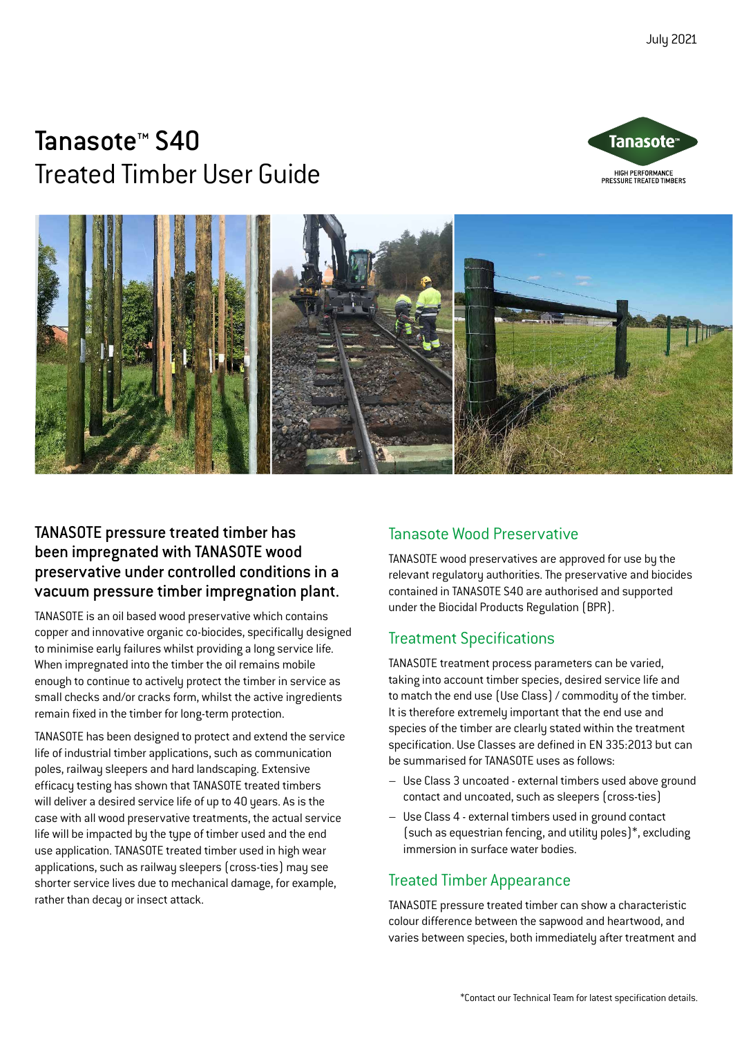July 2021

# Tanasote™ S40
## Treated Timber User Guide

Tanasote™
HIGH PERFORMANCE PRESSURE TREATED TIMBERS

**TANASOTE pressure treated timber has been impregnated with TANASOTE wood preservative under controlled conditions in a vacuum pressure timber impregnation plant.**

TANASOTE is an oil based wood preservative which contains copper and innovative organic co-biocides, specifically designed to minimise early failures whilst providing a long service life. When impregnated into the timber the oil remains mobile enough to continue to actively protect the timber in service as small checks and/or cracks form, whilst the active ingredients remain fixed in the timber for long-term protection.

TANASOTE has been designed to protect and extend the service life of industrial timber applications, such as communication poles, railway sleepers and hard landscaping. Extensive efficacy testing has shown that TANASOTE treated timbers will deliver a desired service life of up to 40 years. As is the case with all wood preservative treatments, the actual service life will be impacted by the type of timber used and the end use application. TANASOTE treated timber used in high wear applications, such as railway sleepers (cross-ties) may see shorter service lives due to mechanical damage, for example, rather than decay or insect attack.

## Tanasote Wood Preservative

TANASOTE wood preservatives are approved for use by the relevant regulatory authorities. The preservative and biocides contained in TANASOTE S40 are authorised and supported under the Biocidal Products Regulation (BPR).

## Treatment Specifications

TANASOTE treatment process parameters can be varied, taking into account timber species, desired service life and to match the end use (Use Class) / commodity of the timber. It is therefore extremely important that the end use and species of the timber are clearly stated within the treatment specification. Use Classes are defined in EN 335:2013 but can be summarised for TANASOTE uses as follows:

- Use Class 3 uncoated - external timbers used above ground contact and uncoated, such as sleepers (cross-ties)
- Use Class 4 - external timbers used in ground contact (such as equestrian fencing, and utility poles)*, excluding immersion in surface water bodies.

## Treated Timber Appearance

TANASOTE pressure treated timber can show a characteristic colour difference between the sapwood and heartwood, and varies between species, both immediately after treatment and

*Contact our Technical Team for latest specification details.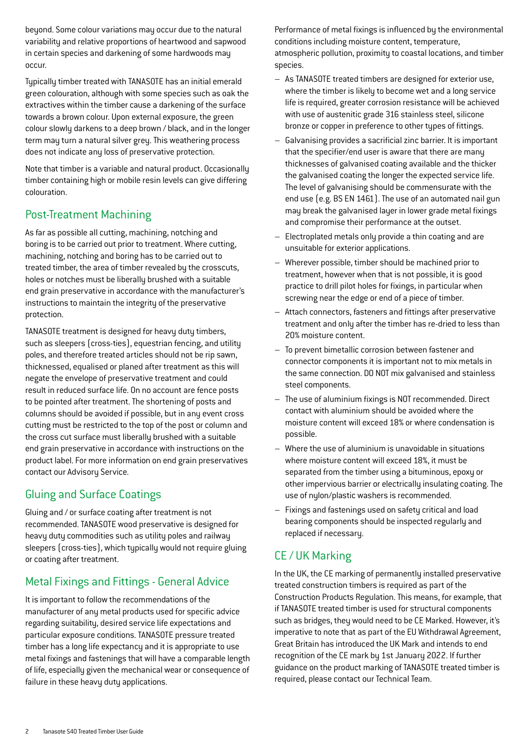beyond. Some colour variations may occur due to the natural variability and relative proportions of heartwood and sapwood in certain species and darkening of some hardwoods may occur.

Typically timber treated with TANASOTE has an initial emerald green colouration, although with some species such as oak the extractives within the timber cause a darkening of the surface towards a brown colour. Upon external exposure, the green colour slowly darkens to a deep brown / black, and in the longer term may turn a natural silver grey. This weathering process does not indicate any loss of preservative protection.

Note that timber is a variable and natural product. Occasionally timber containing high or mobile resin levels can give differing colouration.

## Post-Treatment Machining

As far as possible all cutting, machining, notching and boring is to be carried out prior to treatment. Where cutting, machining, notching and boring has to be carried out to treated timber, the area of timber revealed by the crosscuts, holes or notches must be liberally brushed with a suitable end grain preservative in accordance with the manufacturer's instructions to maintain the integrity of the preservative protection.

TANASOTE treatment is designed for heavy duty timbers, such as sleepers (cross-ties), equestrian fencing, and utility poles, and therefore treated articles should not be rip sawn, thicknessed, equalised or planed after treatment as this will negate the envelope of preservative treatment and could result in reduced surface life. On no account are fence posts to be pointed after treatment. The shortening of posts and columns should be avoided if possible, but in any event cross cutting must be restricted to the top of the post or column and the cross cut surface must liberally brushed with a suitable end grain preservative in accordance with instructions on the product label. For more information on end grain preservatives contact our Advisory Service.

## Gluing and Surface Coatings

Gluing and / or surface coating after treatment is not recommended. TANASOTE wood preservative is designed for heavy duty commodities such as utility poles and railway sleepers (cross-ties), which typically would not require gluing or coating after treatment.

## Metal Fixings and Fittings - General Advice

It is important to follow the recommendations of the manufacturer of any metal products used for specific advice regarding suitability, desired service life expectations and particular exposure conditions. TANASOTE pressure treated timber has a long life expectancy and it is appropriate to use metal fixings and fastenings that will have a comparable length of life, especially given the mechanical wear or consequence of failure in these heavy duty applications.

Performance of metal fixings is influenced by the environmental conditions including moisture content, temperature, atmospheric pollution, proximity to coastal locations, and timber species.

- As TANASOTE treated timbers are designed for exterior use, where the timber is likely to become wet and a long service life is required, greater corrosion resistance will be achieved with use of austenitic grade 316 stainless steel, silicone bronze or copper in preference to other types of fittings.
- Galvanising provides a sacrificial zinc barrier. It is important that the specifier/end user is aware that there are many thicknesses of galvanised coating available and the thicker the galvanised coating the longer the expected service life. The level of galvanising should be commensurate with the end use (e.g. BS EN 1461). The use of an automated nail gun may break the galvanised layer in lower grade metal fixings and compromise their performance at the outset.
- Electroplated metals only provide a thin coating and are unsuitable for exterior applications.
- Wherever possible, timber should be machined prior to treatment, however when that is not possible, it is good practice to drill pilot holes for fixings, in particular when screwing near the edge or end of a piece of timber.
- Attach connectors, fasteners and fittings after preservative treatment and only after the timber has re-dried to less than 20% moisture content.
- To prevent bimetallic corrosion between fastener and connector components it is important not to mix metals in the same connection. DO NOT mix galvanised and stainless steel components.
- The use of aluminium fixings is NOT recommended. Direct contact with aluminium should be avoided where the moisture content will exceed 18% or where condensation is possible.
- Where the use of aluminium is unavoidable in situations where moisture content will exceed 18%, it must be separated from the timber using a bituminous, epoxy or other impervious barrier or electrically insulating coating. The use of nylon/plastic washers is recommended.
- Fixings and fastenings used on safety critical and load bearing components should be inspected regularly and replaced if necessary.

## CE / UK Marking

In the UK, the CE marking of permanently installed preservative treated construction timbers is required as part of the Construction Products Regulation. This means, for example, that if TANASOTE treated timber is used for structural components such as bridges, they would need to be CE Marked. However, it's imperative to note that as part of the EU Withdrawal Agreement, Great Britain has introduced the UK Mark and intends to end recognition of the CE mark by 1st January 2022. If further guidance on the product marking of TANASOTE treated timber is required, please contact our Technical Team.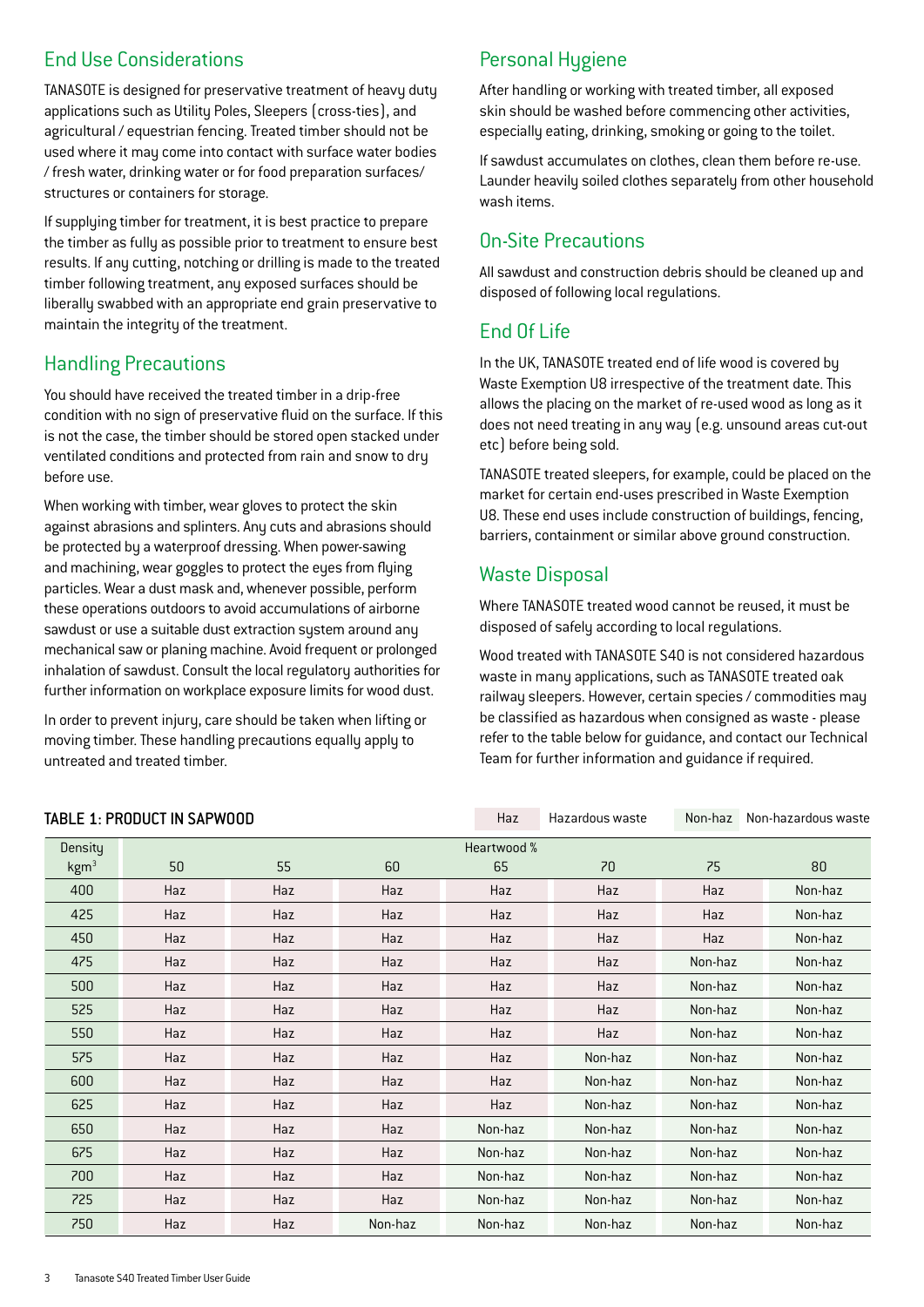## End Use Considerations

TANASOTE is designed for preservative treatment of heavy duty applications such as Utility Poles, Sleepers (cross-ties), and agricultural / equestrian fencing. Treated timber should not be used where it may come into contact with surface water bodies / fresh water, drinking water or for food preparation surfaces/ structures or containers for storage.

If supplying timber for treatment, it is best practice to prepare the timber as fully as possible prior to treatment to ensure best results. If any cutting, notching or drilling is made to the treated timber following treatment, any exposed surfaces should be liberally swabbed with an appropriate end grain preservative to maintain the integrity of the treatment.

## Handling Precautions

You should have received the treated timber in a drip-free condition with no sign of preservative fluid on the surface. If this is not the case, the timber should be stored open stacked under ventilated conditions and protected from rain and snow to dry before use.

When working with timber, wear gloves to protect the skin against abrasions and splinters. Any cuts and abrasions should be protected by a waterproof dressing. When power-sawing and machining, wear goggles to protect the eyes from flying particles. Wear a dust mask and, whenever possible, perform these operations outdoors to avoid accumulations of airborne sawdust or use a suitable dust extraction system around any mechanical saw or planing machine. Avoid frequent or prolonged inhalation of sawdust. Consult the local regulatory authorities for further information on workplace exposure limits for wood dust.

In order to prevent injury, care should be taken when lifting or moving timber. These handling precautions equally apply to untreated and treated timber.

## Personal Hygiene

After handling or working with treated timber, all exposed skin should be washed before commencing other activities, especially eating, drinking, smoking or going to the toilet.

If sawdust accumulates on clothes, clean them before re-use. Launder heavily soiled clothes separately from other household wash items.

## On-Site Precautions

All sawdust and construction debris should be cleaned up and disposed of following local regulations.

## End Of Life

In the UK, TANASOTE treated end of life wood is covered by Waste Exemption U8 irrespective of the treatment date. This allows the placing on the market of re-used wood as long as it does not need treating in any way (e.g. unsound areas cut-out etc) before being sold.

TANASOTE treated sleepers, for example, could be placed on the market for certain end-uses prescribed in Waste Exemption U8. These end uses include construction of buildings, fencing, barriers, containment or similar above ground construction.

## Waste Disposal

Where TANASOTE treated wood cannot be reused, it must be disposed of safely according to local regulations.

Wood treated with TANASOTE S40 is not considered hazardous waste in many applications, such as TANASOTE treated oak railway sleepers. However, certain species / commodities may be classified as hazardous when consigned as waste - please refer to the table below for guidance, and contact our Technical Team for further information and guidance if required.

**TABLE 1: PRODUCT IN SAPWOOD**

Haz = Hazardous waste; Non-haz = Non-hazardous waste

| Density | Heartwood % | | | | | | |
|---|---|---|---|---|---|---|---|
| $kgm^3$ | 50 | 55 | 60 | 65 | 70 | 75 | 80 |
| 400 | Haz | Haz | Haz | Haz | Haz | Haz | Non-haz |
| 425 | Haz | Haz | Haz | Haz | Haz | Haz | Non-haz |
| 450 | Haz | Haz | Haz | Haz | Haz | Haz | Non-haz |
| 475 | Haz | Haz | Haz | Haz | Haz | Non-haz | Non-haz |
| 500 | Haz | Haz | Haz | Haz | Haz | Non-haz | Non-haz |
| 525 | Haz | Haz | Haz | Haz | Haz | Non-haz | Non-haz |
| 550 | Haz | Haz | Haz | Haz | Haz | Non-haz | Non-haz |
| 575 | Haz | Haz | Haz | Haz | Non-haz | Non-haz | Non-haz |
| 600 | Haz | Haz | Haz | Haz | Non-haz | Non-haz | Non-haz |
| 625 | Haz | Haz | Haz | Haz | Non-haz | Non-haz | Non-haz |
| 650 | Haz | Haz | Haz | Non-haz | Non-haz | Non-haz | Non-haz |
| 675 | Haz | Haz | Haz | Non-haz | Non-haz | Non-haz | Non-haz |
| 700 | Haz | Haz | Haz | Non-haz | Non-haz | Non-haz | Non-haz |
| 725 | Haz | Haz | Haz | Non-haz | Non-haz | Non-haz | Non-haz |
| 750 | Haz | Haz | Non-haz | Non-haz | Non-haz | Non-haz | Non-haz |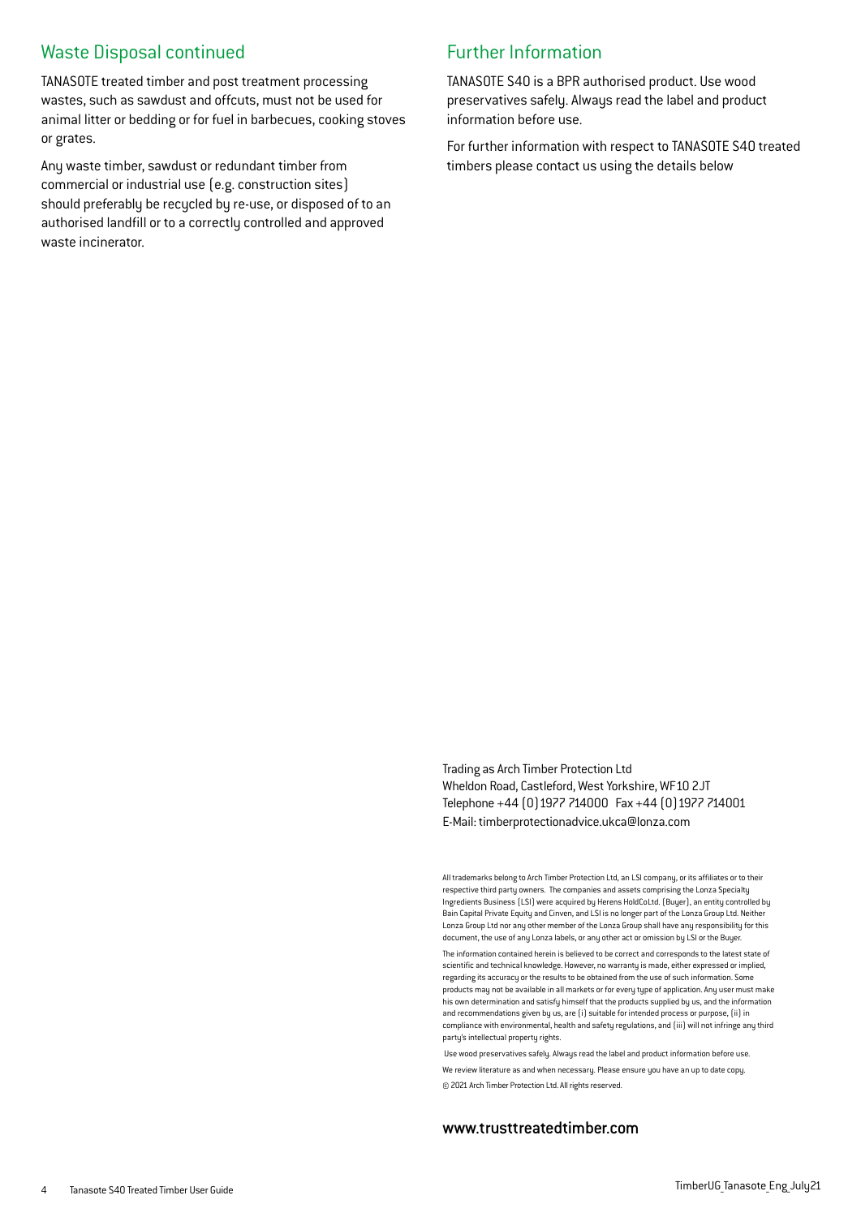## Waste Disposal continued

TANASOTE treated timber and post treatment processing wastes, such as sawdust and offcuts, must not be used for animal litter or bedding or for fuel in barbecues, cooking stoves or grates.

Any waste timber, sawdust or redundant timber from commercial or industrial use (e.g. construction sites) should preferably be recycled by re-use, or disposed of to an authorised landfill or to a correctly controlled and approved waste incinerator.

## Further Information

TANASOTE S40 is a BPR authorised product. Use wood preservatives safely. Always read the label and product information before use.

For further information with respect to TANASOTE S40 treated timbers please contact us using the details below

Trading as Arch Timber Protection Ltd
Wheldon Road, Castleford, West Yorkshire, WF10 2JT
Telephone +44 (0)1977 714000 Fax +44 (0)1977 714001
E-Mail: timberprotectionadvice.ukca@lonza.com

All trademarks belong to Arch Timber Protection Ltd, an LSI company, or its affiliates or to their respective third party owners. The companies and assets comprising the Lonza Specialty Ingredients Business (LSI) were acquired by Herens HoldCoLtd. (Buyer), an entity controlled by Bain Capital Private Equity and Cinven, and LSI is no longer part of the Lonza Group Ltd. Neither Lonza Group Ltd nor any other member of the Lonza Group shall have any responsibility for this document, the use of any Lonza labels, or any other act or omission by LSI or the Buyer.

The information contained herein is believed to be correct and corresponds to the latest state of scientific and technical knowledge. However, no warranty is made, either expressed or implied, regarding its accuracy or the results to be obtained from the use of such information. Some products may not be available in all markets or for every type of application. Any user must make his own determination and satisfy himself that the products supplied by us, and the information and recommendations given by us, are (i) suitable for intended process or purpose, (ii) in compliance with environmental, health and safety regulations, and (iii) will not infringe any third party's intellectual property rights.

Use wood preservatives safely. Always read the label and product information before use.

We review literature as and when necessary. Please ensure you have an up to date copy.

© 2021 Arch Timber Protection Ltd. All rights reserved.

**www.trusttreatedtimber.com**

TimberUG_Tanasote_Eng_July21